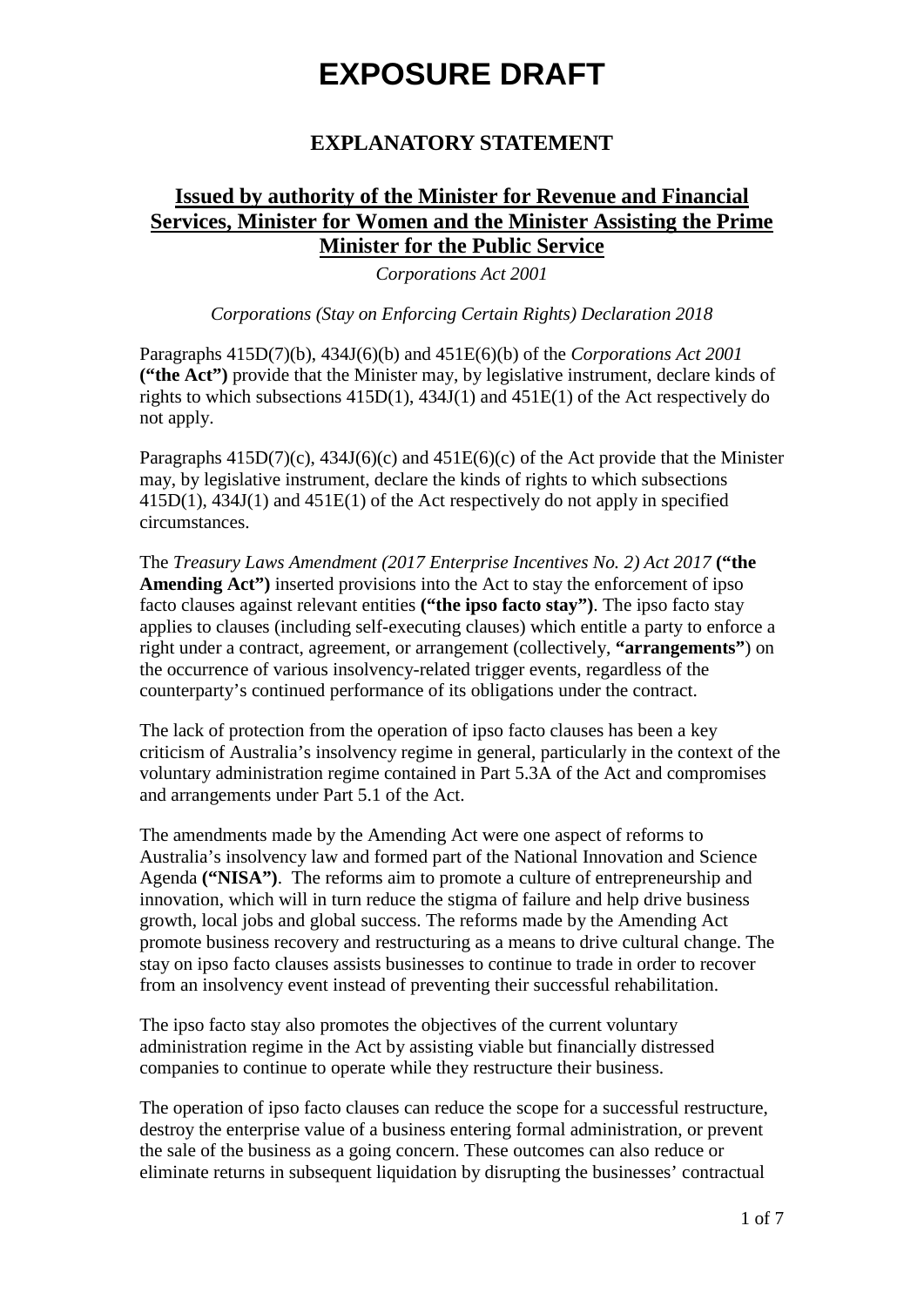# EXPOSURE DRAFT

## EXPLANATORY STATEMENT

### Issued by authority of the Minister for Revenue and Financial Services, Minister for Women and the Minister Assisting the Prime Minister for the Public Service

*Corporations Act 2001*

*Corporations (Stay on Enforcing Certain Rights) Declaration 2018*

Paragraphs 415D(7)(b), 434J(6)(b) and 451E(6)(b) of the *Corporations Act 2001* **("the Act")** provide that the Minister may, by legislative instrument, declare kinds of rights to which subsections 415D(1), 434J(1) and 451E(1) of the Act respectively do not apply.

Paragraphs 415D(7)(c), 434J(6)(c) and 451E(6)(c) of the Act provide that the Minister may, by legislative instrument, declare the kinds of rights to which subsections 415D(1), 434J(1) and 451E(1) of the Act respectively do not apply in specified circumstances.

The *Treasury Laws Amendment (2017 Enterprise Incentives No. 2) Act 2017* **("the Amending Act")** inserted provisions into the Act to stay the enforcement of ipso facto clauses against relevant entities **("the ipso facto stay")**. The ipso facto stay applies to clauses (including self-executing clauses) which entitle a party to enforce a right under a contract, agreement, or arrangement (collectively, **"arrangements"**) on the occurrence of various insolvency-related trigger events, regardless of the counterparty's continued performance of its obligations under the contract.

The lack of protection from the operation of ipso facto clauses has been a key criticism of Australia's insolvency regime in general, particularly in the context of the voluntary administration regime contained in Part 5.3A of the Act and compromises and arrangements under Part 5.1 of the Act.

The amendments made by the Amending Act were one aspect of reforms to Australia's insolvency law and formed part of the National Innovation and Science Agenda **("NISA")**. The reforms aim to promote a culture of entrepreneurship and innovation, which will in turn reduce the stigma of failure and help drive business growth, local jobs and global success. The reforms made by the Amending Act promote business recovery and restructuring as a means to drive cultural change. The stay on ipso facto clauses assists businesses to continue to trade in order to recover from an insolvency event instead of preventing their successful rehabilitation.

The ipso facto stay also promotes the objectives of the current voluntary administration regime in the Act by assisting viable but financially distressed companies to continue to operate while they restructure their business.

The operation of ipso facto clauses can reduce the scope for a successful restructure, destroy the enterprise value of a business entering formal administration, or prevent the sale of the business as a going concern. These outcomes can also reduce or eliminate returns in subsequent liquidation by disrupting the businesses' contractual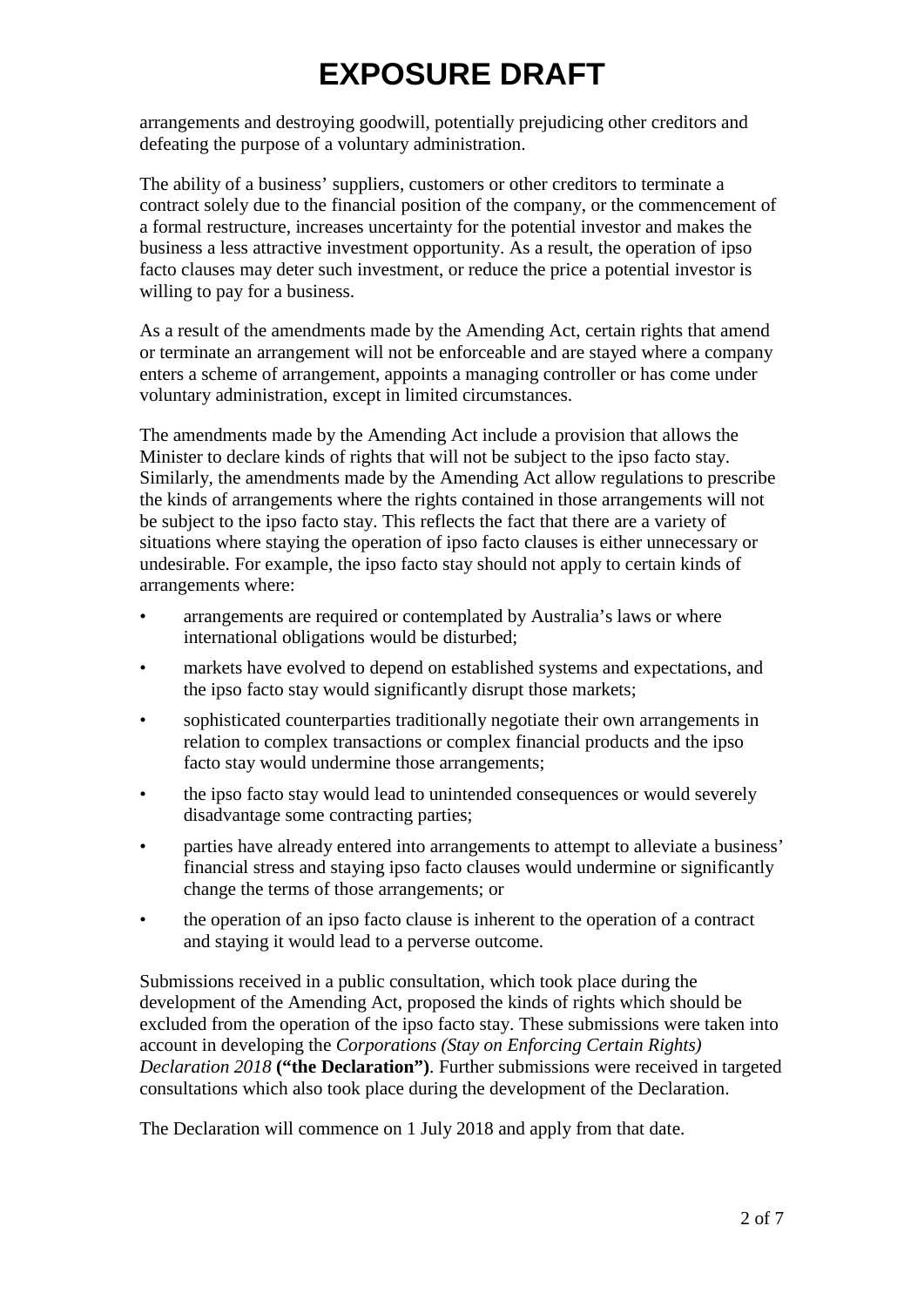# EXPOSURE DRAFT

arrangements and destroying goodwill, potentially prejudicing other creditors and defeating the purpose of a voluntary administration.

The ability of a business' suppliers, customers or other creditors to terminate a contract solely due to the financial position of the company, or the commencement of a formal restructure, increases uncertainty for the potential investor and makes the business a less attractive investment opportunity. As a result, the operation of ipso facto clauses may deter such investment, or reduce the price a potential investor is willing to pay for a business.

As a result of the amendments made by the Amending Act, certain rights that amend or terminate an arrangement will not be enforceable and are stayed where a company enters a scheme of arrangement, appoints a managing controller or has come under voluntary administration, except in limited circumstances.

The amendments made by the Amending Act include a provision that allows the Minister to declare kinds of rights that will not be subject to the ipso facto stay. Similarly, the amendments made by the Amending Act allow regulations to prescribe the kinds of arrangements where the rights contained in those arrangements will not be subject to the ipso facto stay. This reflects the fact that there are a variety of situations where staying the operation of ipso facto clauses is either unnecessary or undesirable. For example, the ipso facto stay should not apply to certain kinds of arrangements where:

- arrangements are required or contemplated by Australia's laws or where international obligations would be disturbed;
- markets have evolved to depend on established systems and expectations, and the ipso facto stay would significantly disrupt those markets;
- sophisticated counterparties traditionally negotiate their own arrangements in relation to complex transactions or complex financial products and the ipso facto stay would undermine those arrangements;
- the ipso facto stay would lead to unintended consequences or would severely disadvantage some contracting parties;
- parties have already entered into arrangements to attempt to alleviate a business' financial stress and staying ipso facto clauses would undermine or significantly change the terms of those arrangements; or
- the operation of an ipso facto clause is inherent to the operation of a contract and staying it would lead to a perverse outcome.

Submissions received in a public consultation, which took place during the development of the Amending Act, proposed the kinds of rights which should be excluded from the operation of the ipso facto stay. These submissions were taken into account in developing the *Corporations (Stay on Enforcing Certain Rights) Declaration 2018* **("the Declaration")**. Further submissions were received in targeted consultations which also took place during the development of the Declaration.

The Declaration will commence on 1 July 2018 and apply from that date.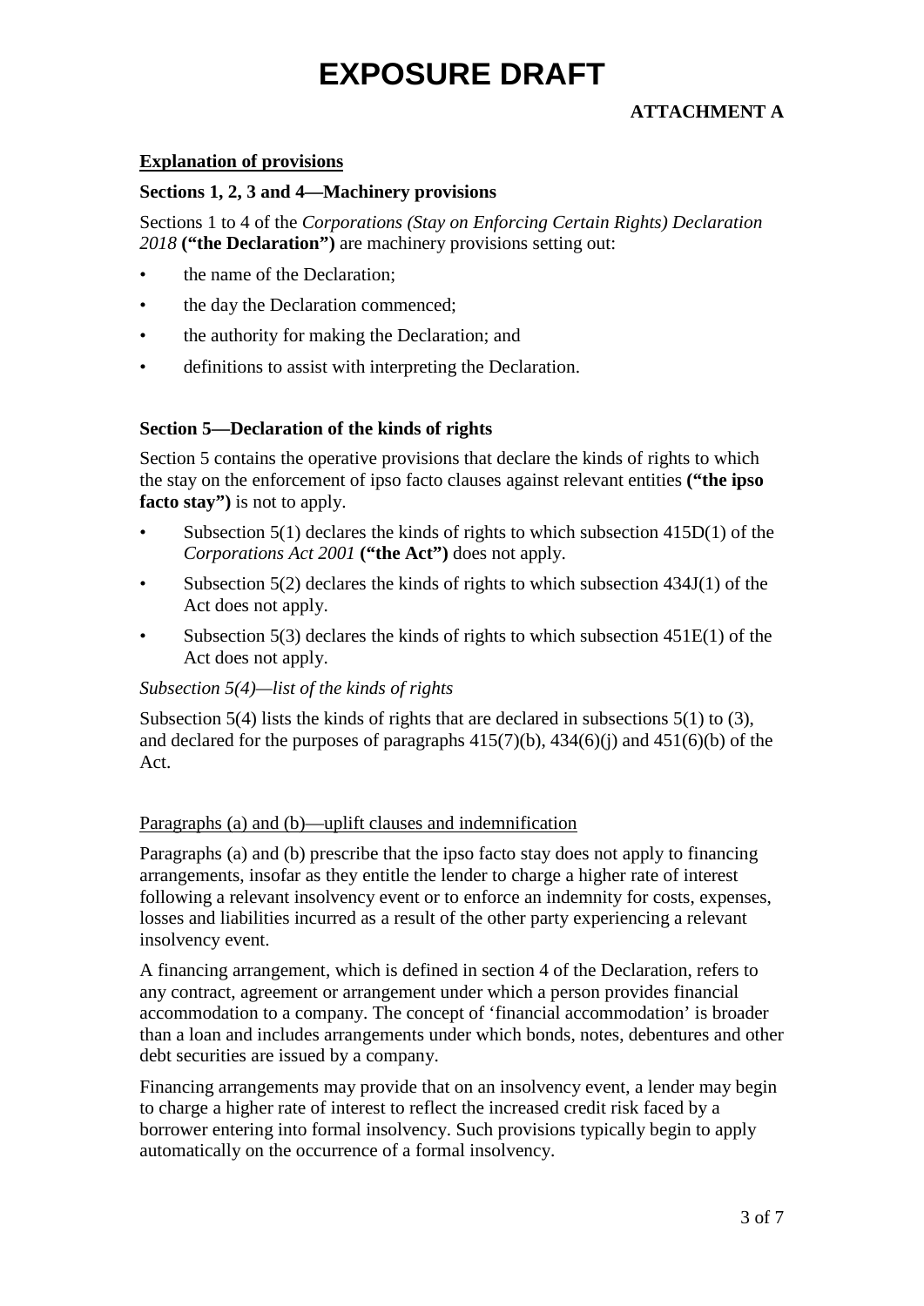# EXPOSURE DRAFT

**ATTACHMENT A**

**<u>Explanation of provisions</u>**

### Sections 1, 2, 3 and 4—Machinery provisions

Sections 1 to 4 of the *Corporations (Stay on Enforcing Certain Rights) Declaration 2018* **("the Declaration")** are machinery provisions setting out:

- the name of the Declaration;
- the day the Declaration commenced;
- the authority for making the Declaration; and
- definitions to assist with interpreting the Declaration.

### Section 5—Declaration of the kinds of rights

Section 5 contains the operative provisions that declare the kinds of rights to which the stay on the enforcement of ipso facto clauses against relevant entities **("the ipso facto stay")** is not to apply.

- Subsection 5(1) declares the kinds of rights to which subsection 415D(1) of the *Corporations Act 2001* **("the Act")** does not apply.
- Subsection 5(2) declares the kinds of rights to which subsection 434J(1) of the Act does not apply.
- Subsection 5(3) declares the kinds of rights to which subsection 451E(1) of the Act does not apply.

*Subsection 5(4)—list of the kinds of rights*

Subsection 5(4) lists the kinds of rights that are declared in subsections 5(1) to (3), and declared for the purposes of paragraphs 415(7)(b), 434(6)(j) and 451(6)(b) of the Act.

<u>Paragraphs (a) and (b)—uplift clauses and indemnification</u>

Paragraphs (a) and (b) prescribe that the ipso facto stay does not apply to financing arrangements, insofar as they entitle the lender to charge a higher rate of interest following a relevant insolvency event or to enforce an indemnity for costs, expenses, losses and liabilities incurred as a result of the other party experiencing a relevant insolvency event.

A financing arrangement, which is defined in section 4 of the Declaration, refers to any contract, agreement or arrangement under which a person provides financial accommodation to a company. The concept of 'financial accommodation' is broader than a loan and includes arrangements under which bonds, notes, debentures and other debt securities are issued by a company.

Financing arrangements may provide that on an insolvency event, a lender may begin to charge a higher rate of interest to reflect the increased credit risk faced by a borrower entering into formal insolvency. Such provisions typically begin to apply automatically on the occurrence of a formal insolvency.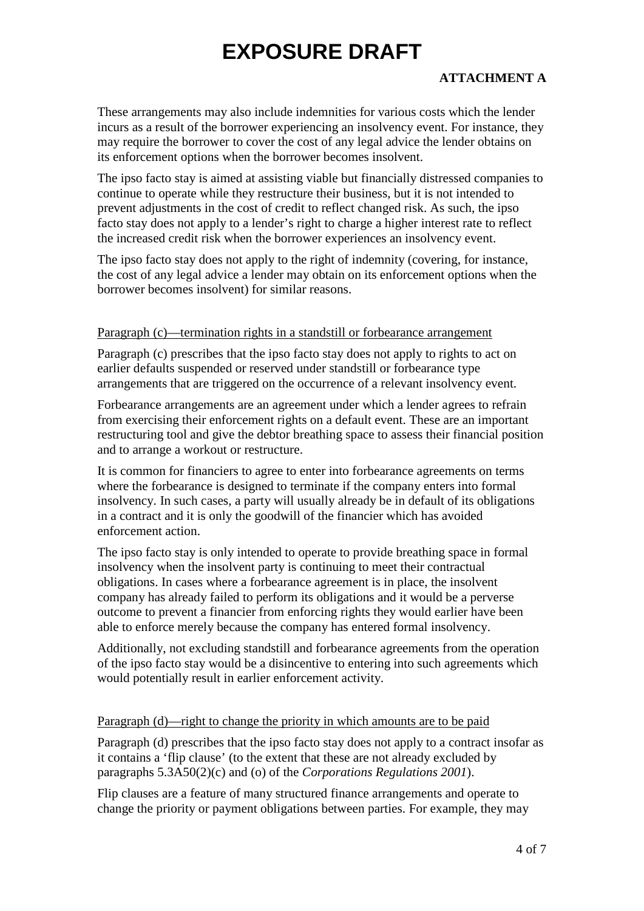These arrangements may also include indemnities for various costs which the lender incurs as a result of the borrower experiencing an insolvency event. For instance, they may require the borrower to cover the cost of any legal advice the lender obtains on its enforcement options when the borrower becomes insolvent.

The ipso facto stay is aimed at assisting viable but financially distressed companies to continue to operate while they restructure their business, but it is not intended to prevent adjustments in the cost of credit to reflect changed risk. As such, the ipso facto stay does not apply to a lender's right to charge a higher interest rate to reflect the increased credit risk when the borrower experiences an insolvency event.

The ipso facto stay does not apply to the right of indemnity (covering, for instance, the cost of any legal advice a lender may obtain on its enforcement options when the borrower becomes insolvent) for similar reasons.

Paragraph (c)—termination rights in a standstill or forbearance arrangement

Paragraph (c) prescribes that the ipso facto stay does not apply to rights to act on earlier defaults suspended or reserved under standstill or forbearance type arrangements that are triggered on the occurrence of a relevant insolvency event.

Forbearance arrangements are an agreement under which a lender agrees to refrain from exercising their enforcement rights on a default event. These are an important restructuring tool and give the debtor breathing space to assess their financial position and to arrange a workout or restructure.

It is common for financiers to agree to enter into forbearance agreements on terms where the forbearance is designed to terminate if the company enters into formal insolvency. In such cases, a party will usually already be in default of its obligations in a contract and it is only the goodwill of the financier which has avoided enforcement action.

The ipso facto stay is only intended to operate to provide breathing space in formal insolvency when the insolvent party is continuing to meet their contractual obligations. In cases where a forbearance agreement is in place, the insolvent company has already failed to perform its obligations and it would be a perverse outcome to prevent a financier from enforcing rights they would earlier have been able to enforce merely because the company has entered formal insolvency.

Additionally, not excluding standstill and forbearance agreements from the operation of the ipso facto stay would be a disincentive to entering into such agreements which would potentially result in earlier enforcement activity.

Paragraph (d)—right to change the priority in which amounts are to be paid

Paragraph (d) prescribes that the ipso facto stay does not apply to a contract insofar as it contains a 'flip clause' (to the extent that these are not already excluded by paragraphs 5.3A50(2)(c) and (o) of the *Corporations Regulations 2001*).

Flip clauses are a feature of many structured finance arrangements and operate to change the priority or payment obligations between parties. For example, they may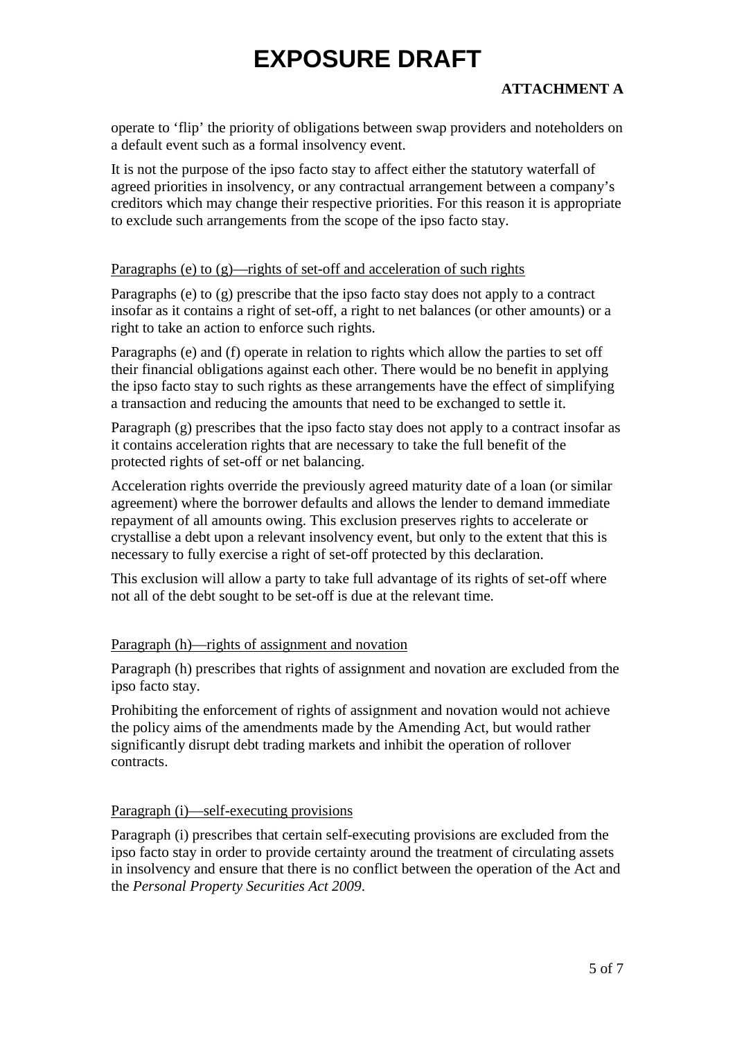operate to 'flip' the priority of obligations between swap providers and noteholders on a default event such as a formal insolvency event.

It is not the purpose of the ipso facto stay to affect either the statutory waterfall of agreed priorities in insolvency, or any contractual arrangement between a company's creditors which may change their respective priorities. For this reason it is appropriate to exclude such arrangements from the scope of the ipso facto stay.

Paragraphs (e) to (g)—rights of set-off and acceleration of such rights

Paragraphs (e) to (g) prescribe that the ipso facto stay does not apply to a contract insofar as it contains a right of set-off, a right to net balances (or other amounts) or a right to take an action to enforce such rights.

Paragraphs (e) and (f) operate in relation to rights which allow the parties to set off their financial obligations against each other. There would be no benefit in applying the ipso facto stay to such rights as these arrangements have the effect of simplifying a transaction and reducing the amounts that need to be exchanged to settle it.

Paragraph (g) prescribes that the ipso facto stay does not apply to a contract insofar as it contains acceleration rights that are necessary to take the full benefit of the protected rights of set-off or net balancing.

Acceleration rights override the previously agreed maturity date of a loan (or similar agreement) where the borrower defaults and allows the lender to demand immediate repayment of all amounts owing. This exclusion preserves rights to accelerate or crystallise a debt upon a relevant insolvency event, but only to the extent that this is necessary to fully exercise a right of set-off protected by this declaration.

This exclusion will allow a party to take full advantage of its rights of set-off where not all of the debt sought to be set-off is due at the relevant time.

Paragraph (h)—rights of assignment and novation

Paragraph (h) prescribes that rights of assignment and novation are excluded from the ipso facto stay.

Prohibiting the enforcement of rights of assignment and novation would not achieve the policy aims of the amendments made by the Amending Act, but would rather significantly disrupt debt trading markets and inhibit the operation of rollover contracts.

Paragraph (i)—self-executing provisions

Paragraph (i) prescribes that certain self-executing provisions are excluded from the ipso facto stay in order to provide certainty around the treatment of circulating assets in insolvency and ensure that there is no conflict between the operation of the Act and the *Personal Property Securities Act 2009*.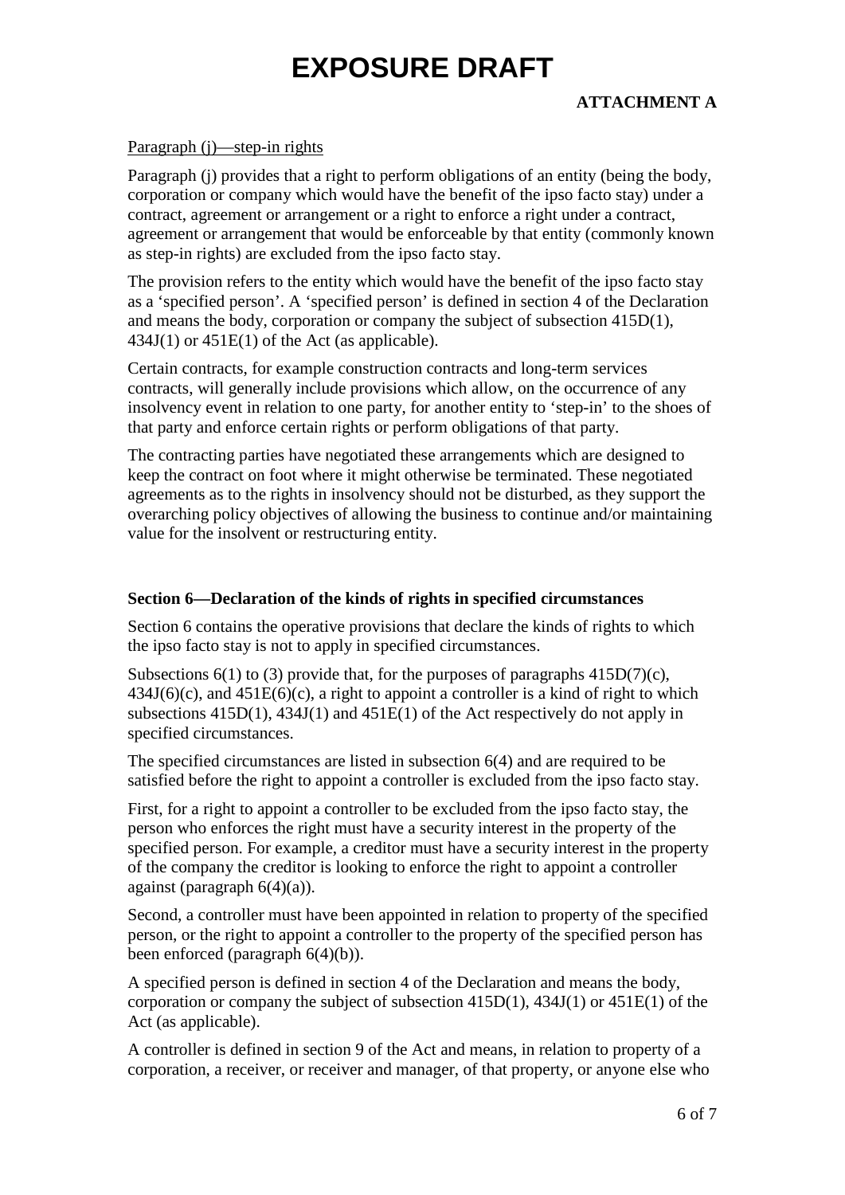Paragraph (j)—step-in rights

Paragraph (j) provides that a right to perform obligations of an entity (being the body, corporation or company which would have the benefit of the ipso facto stay) under a contract, agreement or arrangement or a right to enforce a right under a contract, agreement or arrangement that would be enforceable by that entity (commonly known as step-in rights) are excluded from the ipso facto stay.

The provision refers to the entity which would have the benefit of the ipso facto stay as a 'specified person'. A 'specified person' is defined in section 4 of the Declaration and means the body, corporation or company the subject of subsection 415D(1), 434J(1) or 451E(1) of the Act (as applicable).

Certain contracts, for example construction contracts and long-term services contracts, will generally include provisions which allow, on the occurrence of any insolvency event in relation to one party, for another entity to 'step-in' to the shoes of that party and enforce certain rights or perform obligations of that party.

The contracting parties have negotiated these arrangements which are designed to keep the contract on foot where it might otherwise be terminated. These negotiated agreements as to the rights in insolvency should not be disturbed, as they support the overarching policy objectives of allowing the business to continue and/or maintaining value for the insolvent or restructuring entity.

**Section 6—Declaration of the kinds of rights in specified circumstances**

Section 6 contains the operative provisions that declare the kinds of rights to which the ipso facto stay is not to apply in specified circumstances.

Subsections 6(1) to (3) provide that, for the purposes of paragraphs 415D(7)(c), 434J(6)(c), and 451E(6)(c), a right to appoint a controller is a kind of right to which subsections 415D(1), 434J(1) and 451E(1) of the Act respectively do not apply in specified circumstances.

The specified circumstances are listed in subsection 6(4) and are required to be satisfied before the right to appoint a controller is excluded from the ipso facto stay.

First, for a right to appoint a controller to be excluded from the ipso facto stay, the person who enforces the right must have a security interest in the property of the specified person. For example, a creditor must have a security interest in the property of the company the creditor is looking to enforce the right to appoint a controller against (paragraph 6(4)(a)).

Second, a controller must have been appointed in relation to property of the specified person, or the right to appoint a controller to the property of the specified person has been enforced (paragraph 6(4)(b)).

A specified person is defined in section 4 of the Declaration and means the body, corporation or company the subject of subsection 415D(1), 434J(1) or 451E(1) of the Act (as applicable).

A controller is defined in section 9 of the Act and means, in relation to property of a corporation, a receiver, or receiver and manager, of that property, or anyone else who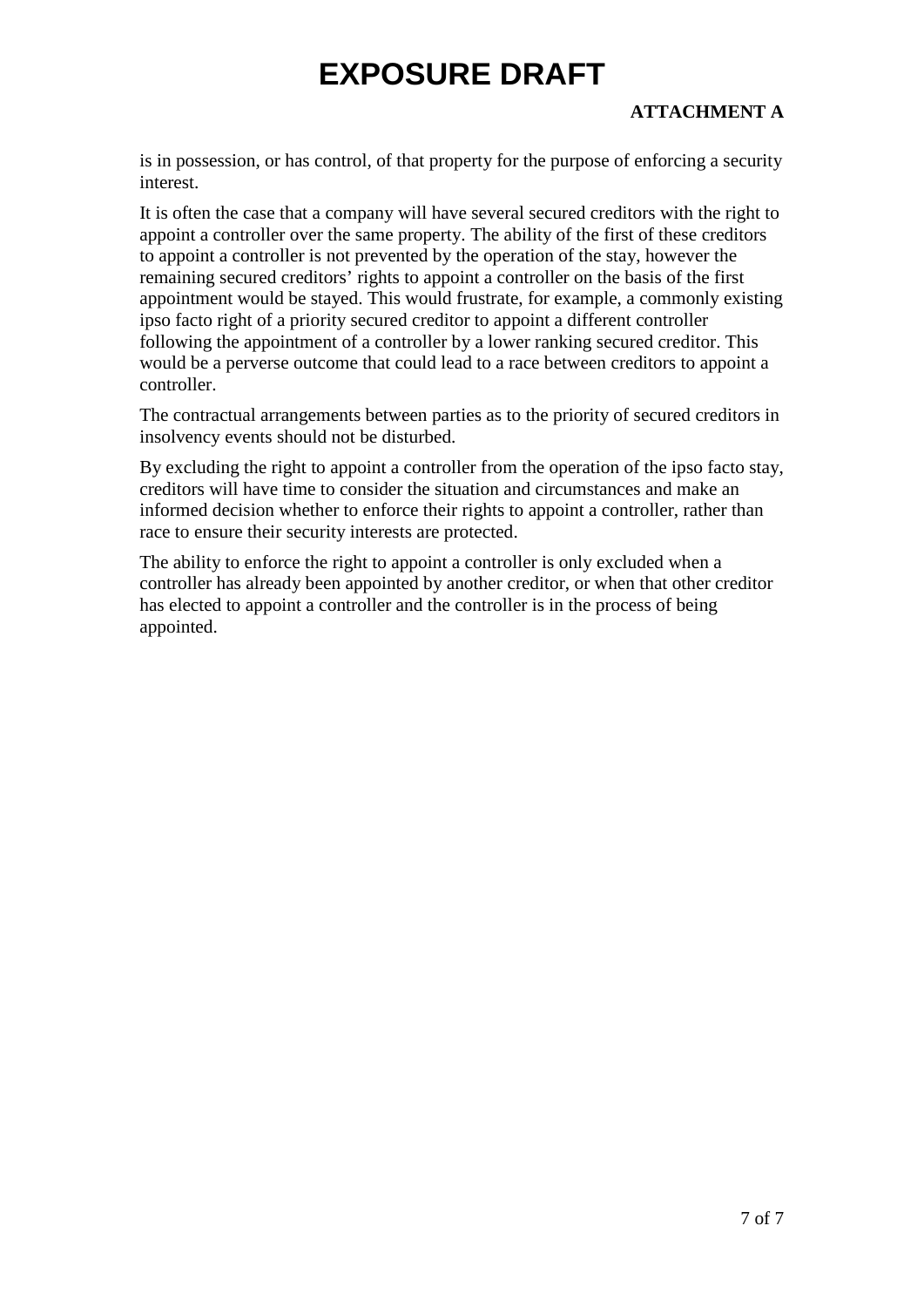is in possession, or has control, of that property for the purpose of enforcing a security interest.

It is often the case that a company will have several secured creditors with the right to appoint a controller over the same property. The ability of the first of these creditors to appoint a controller is not prevented by the operation of the stay, however the remaining secured creditors' rights to appoint a controller on the basis of the first appointment would be stayed. This would frustrate, for example, a commonly existing ipso facto right of a priority secured creditor to appoint a different controller following the appointment of a controller by a lower ranking secured creditor. This would be a perverse outcome that could lead to a race between creditors to appoint a controller.

The contractual arrangements between parties as to the priority of secured creditors in insolvency events should not be disturbed.

By excluding the right to appoint a controller from the operation of the ipso facto stay, creditors will have time to consider the situation and circumstances and make an informed decision whether to enforce their rights to appoint a controller, rather than race to ensure their security interests are protected.

The ability to enforce the right to appoint a controller is only excluded when a controller has already been appointed by another creditor, or when that other creditor has elected to appoint a controller and the controller is in the process of being appointed.